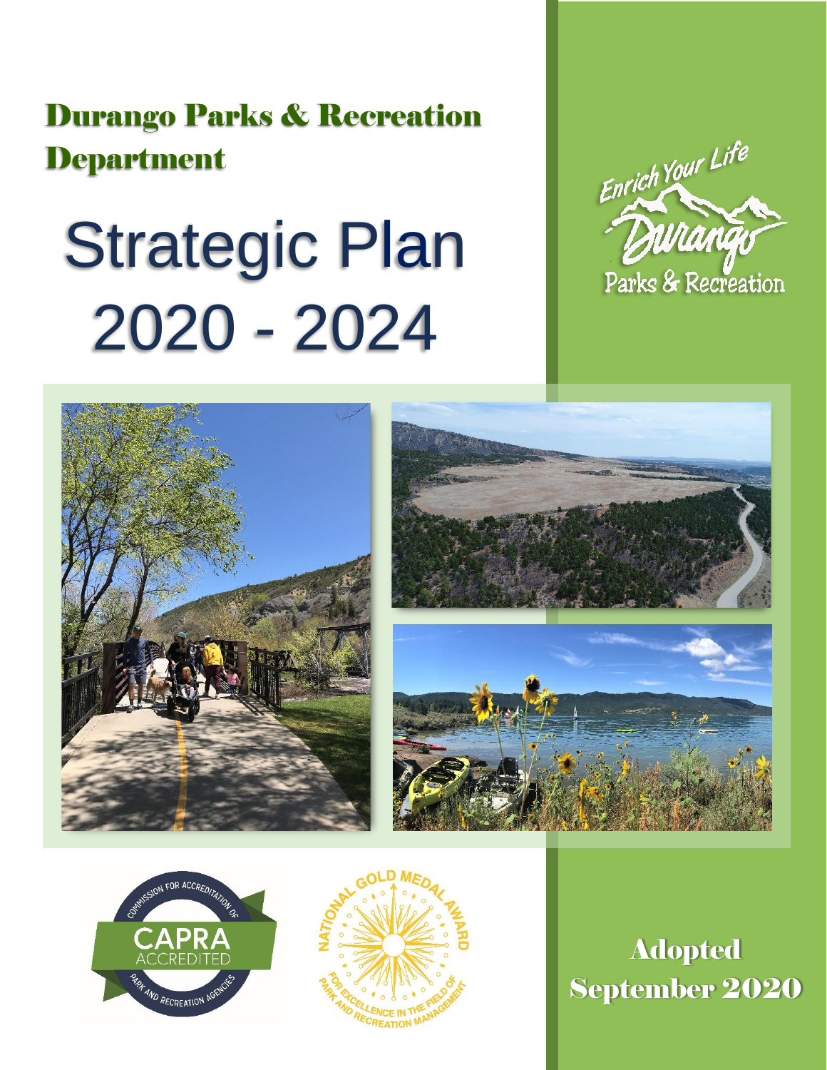# Durango Parks & Recreation Department

# Strategic Plan 2020 - 2024

Enrich Your Life
Durango
Parks & Recreation

COMMISSION FOR ACCREDITATION OF PARK AND RECREATION AGENCIES
CAPRA ACCREDITED

NATIONAL GOLD MEDAL AWARD
FOR EXCELLENCE IN THE FIELD OF PARK AND RECREATION MANAGEMENT

**Adopted September 2020**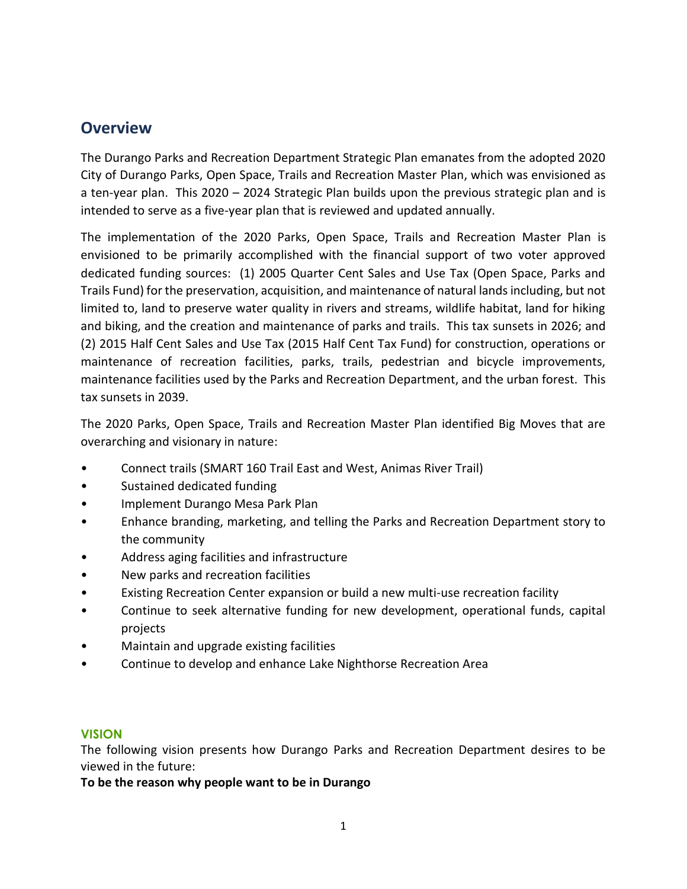## Overview

The Durango Parks and Recreation Department Strategic Plan emanates from the adopted 2020 City of Durango Parks, Open Space, Trails and Recreation Master Plan, which was envisioned as a ten-year plan. This 2020 – 2024 Strategic Plan builds upon the previous strategic plan and is intended to serve as a five-year plan that is reviewed and updated annually.

The implementation of the 2020 Parks, Open Space, Trails and Recreation Master Plan is envisioned to be primarily accomplished with the financial support of two voter approved dedicated funding sources: (1) 2005 Quarter Cent Sales and Use Tax (Open Space, Parks and Trails Fund) for the preservation, acquisition, and maintenance of natural lands including, but not limited to, land to preserve water quality in rivers and streams, wildlife habitat, land for hiking and biking, and the creation and maintenance of parks and trails. This tax sunsets in 2026; and (2) 2015 Half Cent Sales and Use Tax (2015 Half Cent Tax Fund) for construction, operations or maintenance of recreation facilities, parks, trails, pedestrian and bicycle improvements, maintenance facilities used by the Parks and Recreation Department, and the urban forest. This tax sunsets in 2039.

The 2020 Parks, Open Space, Trails and Recreation Master Plan identified Big Moves that are overarching and visionary in nature:

- Connect trails (SMART 160 Trail East and West, Animas River Trail)
- Sustained dedicated funding
- Implement Durango Mesa Park Plan
- Enhance branding, marketing, and telling the Parks and Recreation Department story to the community
- Address aging facilities and infrastructure
- New parks and recreation facilities
- Existing Recreation Center expansion or build a new multi-use recreation facility
- Continue to seek alternative funding for new development, operational funds, capital projects
- Maintain and upgrade existing facilities
- Continue to develop and enhance Lake Nighthorse Recreation Area

### VISION

The following vision presents how Durango Parks and Recreation Department desires to be viewed in the future:

**To be the reason why people want to be in Durango**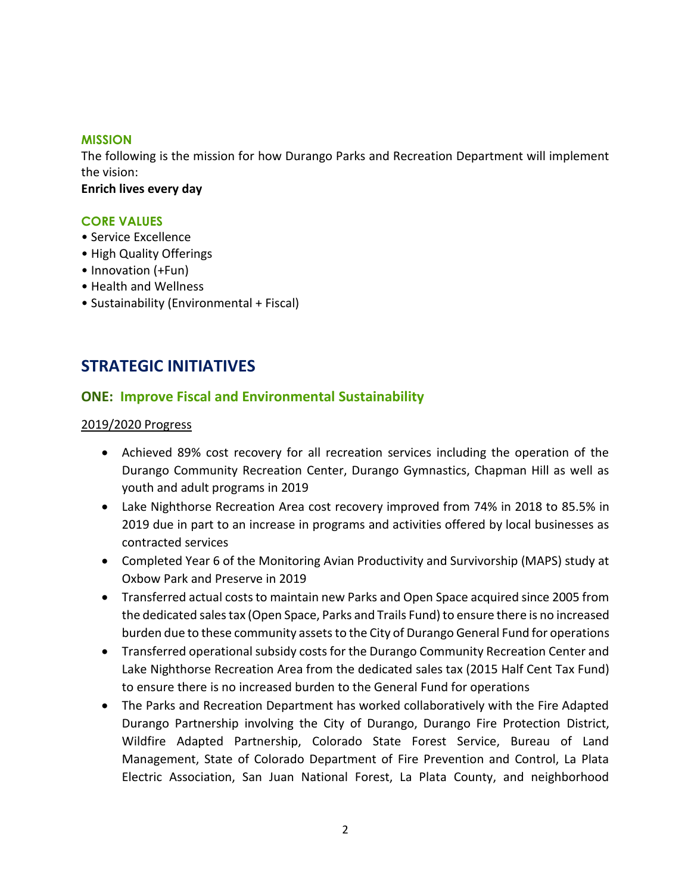### MISSION

The following is the mission for how Durango Parks and Recreation Department will implement the vision:

**Enrich lives every day**

### CORE VALUES

- Service Excellence
- High Quality Offerings
- Innovation (+Fun)
- Health and Wellness
- Sustainability (Environmental + Fiscal)

## STRATEGIC INITIATIVES

### ONE: Improve Fiscal and Environmental Sustainability

<u>2019/2020 Progress</u>

- Achieved 89% cost recovery for all recreation services including the operation of the Durango Community Recreation Center, Durango Gymnastics, Chapman Hill as well as youth and adult programs in 2019
- Lake Nighthorse Recreation Area cost recovery improved from 74% in 2018 to 85.5% in 2019 due in part to an increase in programs and activities offered by local businesses as contracted services
- Completed Year 6 of the Monitoring Avian Productivity and Survivorship (MAPS) study at Oxbow Park and Preserve in 2019
- Transferred actual costs to maintain new Parks and Open Space acquired since 2005 from the dedicated sales tax (Open Space, Parks and Trails Fund) to ensure there is no increased burden due to these community assets to the City of Durango General Fund for operations
- Transferred operational subsidy costs for the Durango Community Recreation Center and Lake Nighthorse Recreation Area from the dedicated sales tax (2015 Half Cent Tax Fund) to ensure there is no increased burden to the General Fund for operations
- The Parks and Recreation Department has worked collaboratively with the Fire Adapted Durango Partnership involving the City of Durango, Durango Fire Protection District, Wildfire Adapted Partnership, Colorado State Forest Service, Bureau of Land Management, State of Colorado Department of Fire Prevention and Control, La Plata Electric Association, San Juan National Forest, La Plata County, and neighborhood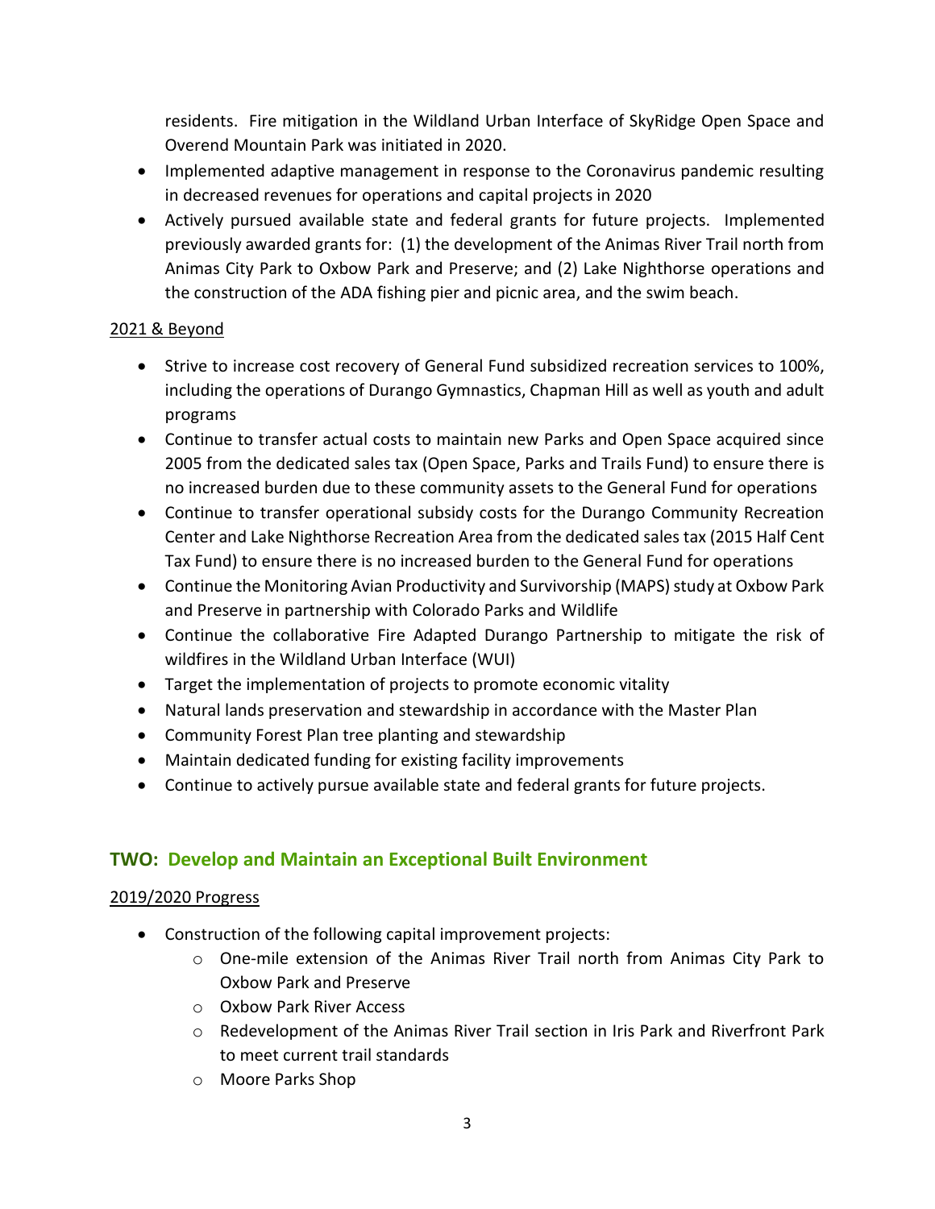residents. Fire mitigation in the Wildland Urban Interface of SkyRidge Open Space and Overend Mountain Park was initiated in 2020.

- Implemented adaptive management in response to the Coronavirus pandemic resulting in decreased revenues for operations and capital projects in 2020
- Actively pursued available state and federal grants for future projects. Implemented previously awarded grants for: (1) the development of the Animas River Trail north from Animas City Park to Oxbow Park and Preserve; and (2) Lake Nighthorse operations and the construction of the ADA fishing pier and picnic area, and the swim beach.

<u>2021 & Beyond</u>

- Strive to increase cost recovery of General Fund subsidized recreation services to 100%, including the operations of Durango Gymnastics, Chapman Hill as well as youth and adult programs
- Continue to transfer actual costs to maintain new Parks and Open Space acquired since 2005 from the dedicated sales tax (Open Space, Parks and Trails Fund) to ensure there is no increased burden due to these community assets to the General Fund for operations
- Continue to transfer operational subsidy costs for the Durango Community Recreation Center and Lake Nighthorse Recreation Area from the dedicated sales tax (2015 Half Cent Tax Fund) to ensure there is no increased burden to the General Fund for operations
- Continue the Monitoring Avian Productivity and Survivorship (MAPS) study at Oxbow Park and Preserve in partnership with Colorado Parks and Wildlife
- Continue the collaborative Fire Adapted Durango Partnership to mitigate the risk of wildfires in the Wildland Urban Interface (WUI)
- Target the implementation of projects to promote economic vitality
- Natural lands preservation and stewardship in accordance with the Master Plan
- Community Forest Plan tree planting and stewardship
- Maintain dedicated funding for existing facility improvements
- Continue to actively pursue available state and federal grants for future projects.

## TWO: Develop and Maintain an Exceptional Built Environment

<u>2019/2020 Progress</u>

- Construction of the following capital improvement projects:
  - One-mile extension of the Animas River Trail north from Animas City Park to Oxbow Park and Preserve
  - Oxbow Park River Access
  - Redevelopment of the Animas River Trail section in Iris Park and Riverfront Park to meet current trail standards
  - Moore Parks Shop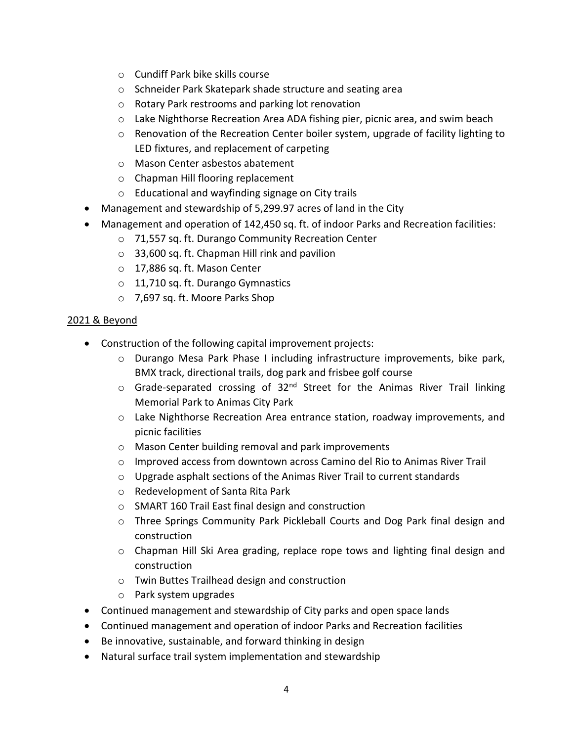- Cundiff Park bike skills course
    - Schneider Park Skatepark shade structure and seating area
    - Rotary Park restrooms and parking lot renovation
    - Lake Nighthorse Recreation Area ADA fishing pier, picnic area, and swim beach
    - Renovation of the Recreation Center boiler system, upgrade of facility lighting to LED fixtures, and replacement of carpeting
    - Mason Center asbestos abatement
    - Chapman Hill flooring replacement
    - Educational and wayfinding signage on City trails
- Management and stewardship of 5,299.97 acres of land in the City
- Management and operation of 142,450 sq. ft. of indoor Parks and Recreation facilities:
    - 71,557 sq. ft. Durango Community Recreation Center
    - 33,600 sq. ft. Chapman Hill rink and pavilion
    - 17,886 sq. ft. Mason Center
    - 11,710 sq. ft. Durango Gymnastics
    - 7,697 sq. ft. Moore Parks Shop

<u>2021 & Beyond</u>

- Construction of the following capital improvement projects:
    - Durango Mesa Park Phase I including infrastructure improvements, bike park, BMX track, directional trails, dog park and frisbee golf course
    - Grade-separated crossing of 32nd Street for the Animas River Trail linking Memorial Park to Animas City Park
    - Lake Nighthorse Recreation Area entrance station, roadway improvements, and picnic facilities
    - Mason Center building removal and park improvements
    - Improved access from downtown across Camino del Rio to Animas River Trail
    - Upgrade asphalt sections of the Animas River Trail to current standards
    - Redevelopment of Santa Rita Park
    - SMART 160 Trail East final design and construction
    - Three Springs Community Park Pickleball Courts and Dog Park final design and construction
    - Chapman Hill Ski Area grading, replace rope tows and lighting final design and construction
    - Twin Buttes Trailhead design and construction
    - Park system upgrades
- Continued management and stewardship of City parks and open space lands
- Continued management and operation of indoor Parks and Recreation facilities
- Be innovative, sustainable, and forward thinking in design
- Natural surface trail system implementation and stewardship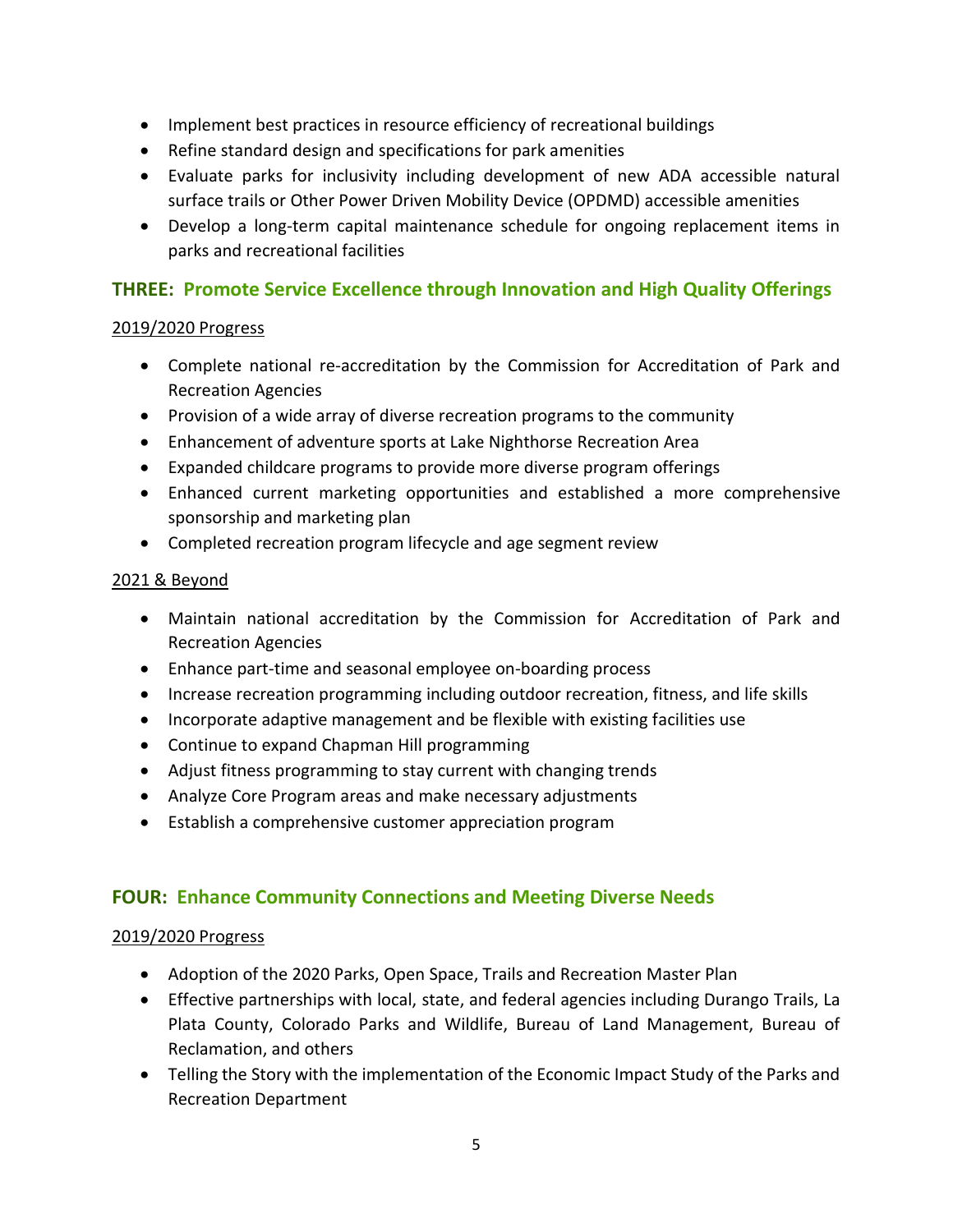- Implement best practices in resource efficiency of recreational buildings
- Refine standard design and specifications for park amenities
- Evaluate parks for inclusivity including development of new ADA accessible natural surface trails or Other Power Driven Mobility Device (OPDMD) accessible amenities
- Develop a long-term capital maintenance schedule for ongoing replacement items in parks and recreational facilities

## THREE: Promote Service Excellence through Innovation and High Quality Offerings

<u>2019/2020 Progress</u>

- Complete national re-accreditation by the Commission for Accreditation of Park and Recreation Agencies
- Provision of a wide array of diverse recreation programs to the community
- Enhancement of adventure sports at Lake Nighthorse Recreation Area
- Expanded childcare programs to provide more diverse program offerings
- Enhanced current marketing opportunities and established a more comprehensive sponsorship and marketing plan
- Completed recreation program lifecycle and age segment review

<u>2021 & Beyond</u>

- Maintain national accreditation by the Commission for Accreditation of Park and Recreation Agencies
- Enhance part-time and seasonal employee on-boarding process
- Increase recreation programming including outdoor recreation, fitness, and life skills
- Incorporate adaptive management and be flexible with existing facilities use
- Continue to expand Chapman Hill programming
- Adjust fitness programming to stay current with changing trends
- Analyze Core Program areas and make necessary adjustments
- Establish a comprehensive customer appreciation program

## FOUR: Enhance Community Connections and Meeting Diverse Needs

<u>2019/2020 Progress</u>

- Adoption of the 2020 Parks, Open Space, Trails and Recreation Master Plan
- Effective partnerships with local, state, and federal agencies including Durango Trails, La Plata County, Colorado Parks and Wildlife, Bureau of Land Management, Bureau of Reclamation, and others
- Telling the Story with the implementation of the Economic Impact Study of the Parks and Recreation Department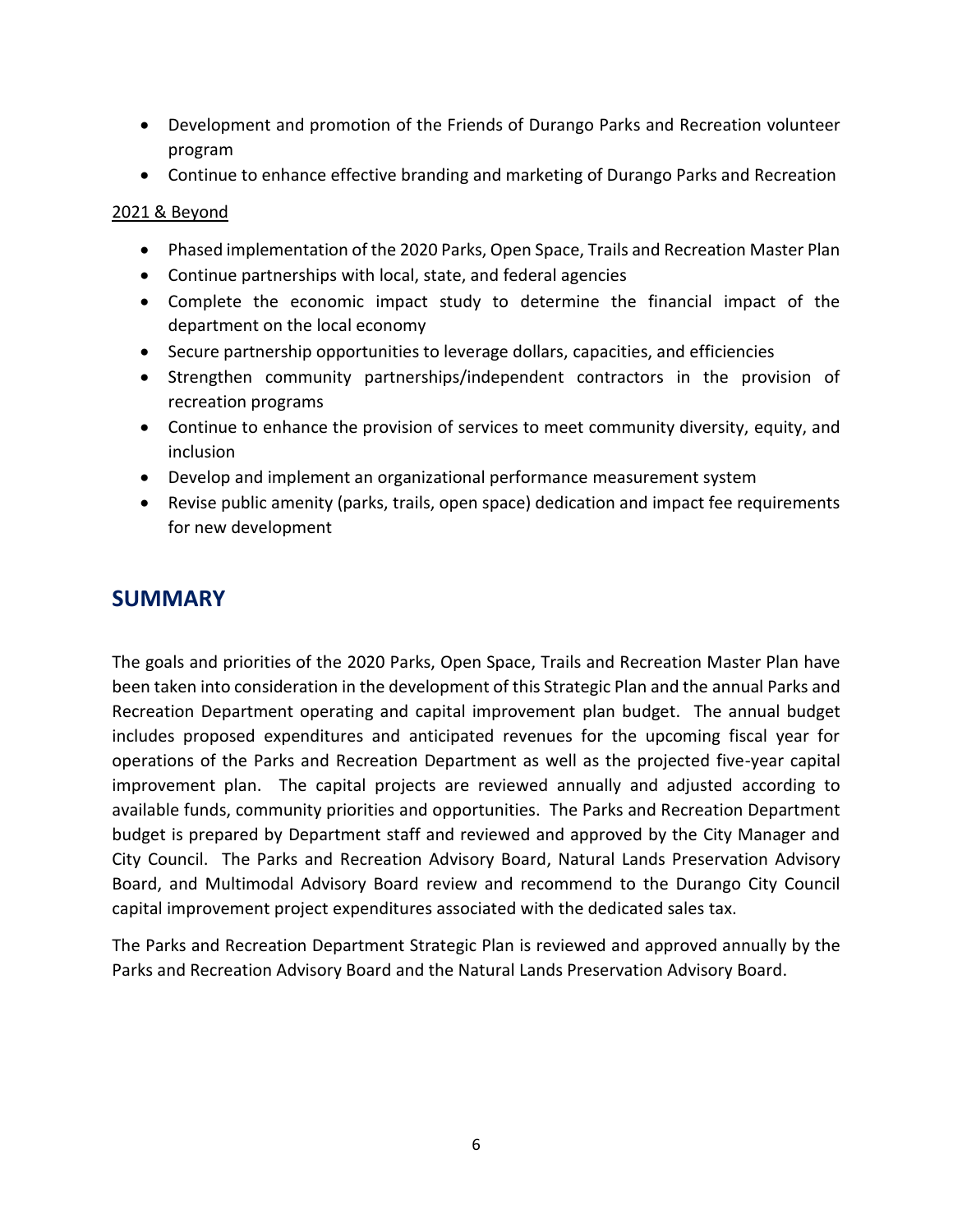- Development and promotion of the Friends of Durango Parks and Recreation volunteer program
- Continue to enhance effective branding and marketing of Durango Parks and Recreation

2021 & Beyond

- Phased implementation of the 2020 Parks, Open Space, Trails and Recreation Master Plan
- Continue partnerships with local, state, and federal agencies
- Complete the economic impact study to determine the financial impact of the department on the local economy
- Secure partnership opportunities to leverage dollars, capacities, and efficiencies
- Strengthen community partnerships/independent contractors in the provision of recreation programs
- Continue to enhance the provision of services to meet community diversity, equity, and inclusion
- Develop and implement an organizational performance measurement system
- Revise public amenity (parks, trails, open space) dedication and impact fee requirements for new development

## SUMMARY

The goals and priorities of the 2020 Parks, Open Space, Trails and Recreation Master Plan have been taken into consideration in the development of this Strategic Plan and the annual Parks and Recreation Department operating and capital improvement plan budget. The annual budget includes proposed expenditures and anticipated revenues for the upcoming fiscal year for operations of the Parks and Recreation Department as well as the projected five-year capital improvement plan. The capital projects are reviewed annually and adjusted according to available funds, community priorities and opportunities. The Parks and Recreation Department budget is prepared by Department staff and reviewed and approved by the City Manager and City Council. The Parks and Recreation Advisory Board, Natural Lands Preservation Advisory Board, and Multimodal Advisory Board review and recommend to the Durango City Council capital improvement project expenditures associated with the dedicated sales tax.

The Parks and Recreation Department Strategic Plan is reviewed and approved annually by the Parks and Recreation Advisory Board and the Natural Lands Preservation Advisory Board.